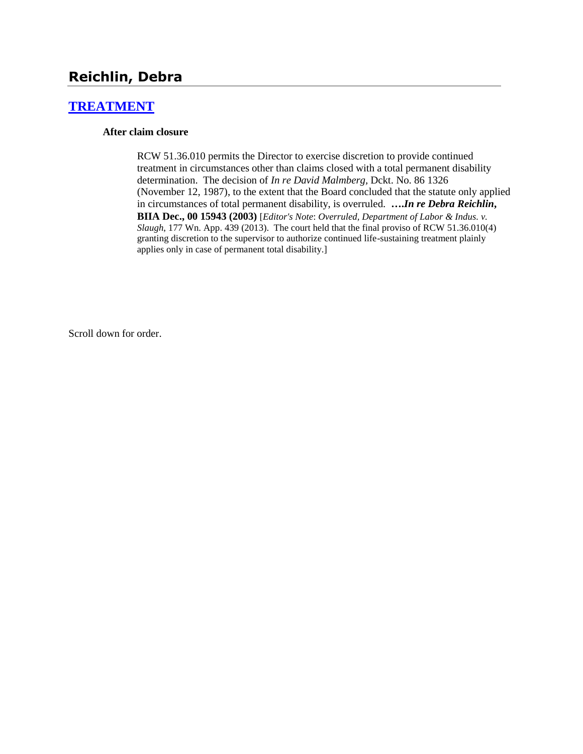# Reichlin, Debra

## [TREATMENT]

**After claim closure**

RCW 51.36.010 permits the Director to exercise discretion to provide continued treatment in circumstances other than claims closed with a total permanent disability determination. The decision of *In re David Malmberg*, Dckt. No. 86 1326 (November 12, 1987), to the extent that the Board concluded that the statute only applied in circumstances of total permanent disability, is overruled. ***….In re Debra Reichlin*, BIIA Dec., 00 15943 (2003)** [*Editor's Note*: *Overruled, Department of Labor & Indus. v. Slaugh*, 177 Wn. App. 439 (2013). The court held that the final proviso of RCW 51.36.010(4) granting discretion to the supervisor to authorize continued life-sustaining treatment plainly applies only in case of permanent total disability.]

Scroll down for order.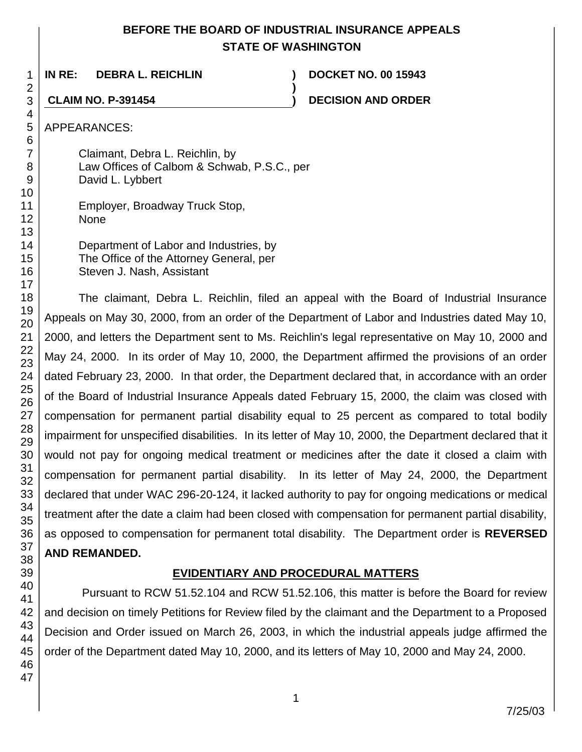**BEFORE THE BOARD OF INDUSTRIAL INSURANCE APPEALS**
**STATE OF WASHINGTON**

**IN RE: DEBRA L. REICHLIN** ) **DOCKET NO. 00 15943**
)
**CLAIM NO. P-391454** ) **DECISION AND ORDER**

APPEARANCES:

Claimant, Debra L. Reichlin, by
Law Offices of Calbom & Schwab, P.S.C., per
David L. Lybbert

Employer, Broadway Truck Stop,
None

Department of Labor and Industries, by
The Office of the Attorney General, per
Steven J. Nash, Assistant

The claimant, Debra L. Reichlin, filed an appeal with the Board of Industrial Insurance Appeals on May 30, 2000, from an order of the Department of Labor and Industries dated May 10, 2000, and letters the Department sent to Ms. Reichlin's legal representative on May 10, 2000 and May 24, 2000. In its order of May 10, 2000, the Department affirmed the provisions of an order dated February 23, 2000. In that order, the Department declared that, in accordance with an order of the Board of Industrial Insurance Appeals dated February 15, 2000, the claim was closed with compensation for permanent partial disability equal to 25 percent as compared to total bodily impairment for unspecified disabilities. In its letter of May 10, 2000, the Department declared that it would not pay for ongoing medical treatment or medicines after the date it closed a claim with compensation for permanent partial disability. In its letter of May 24, 2000, the Department declared that under WAC 296-20-124, it lacked authority to pay for ongoing medications or medical treatment after the date a claim had been closed with compensation for permanent partial disability, as opposed to compensation for permanent total disability. The Department order is **REVERSED AND REMANDED.**

## EVIDENTIARY AND PROCEDURAL MATTERS

Pursuant to RCW 51.52.104 and RCW 51.52.106, this matter is before the Board for review and decision on timely Petitions for Review filed by the claimant and the Department to a Proposed Decision and Order issued on March 26, 2003, in which the industrial appeals judge affirmed the order of the Department dated May 10, 2000, and its letters of May 10, 2000 and May 24, 2000.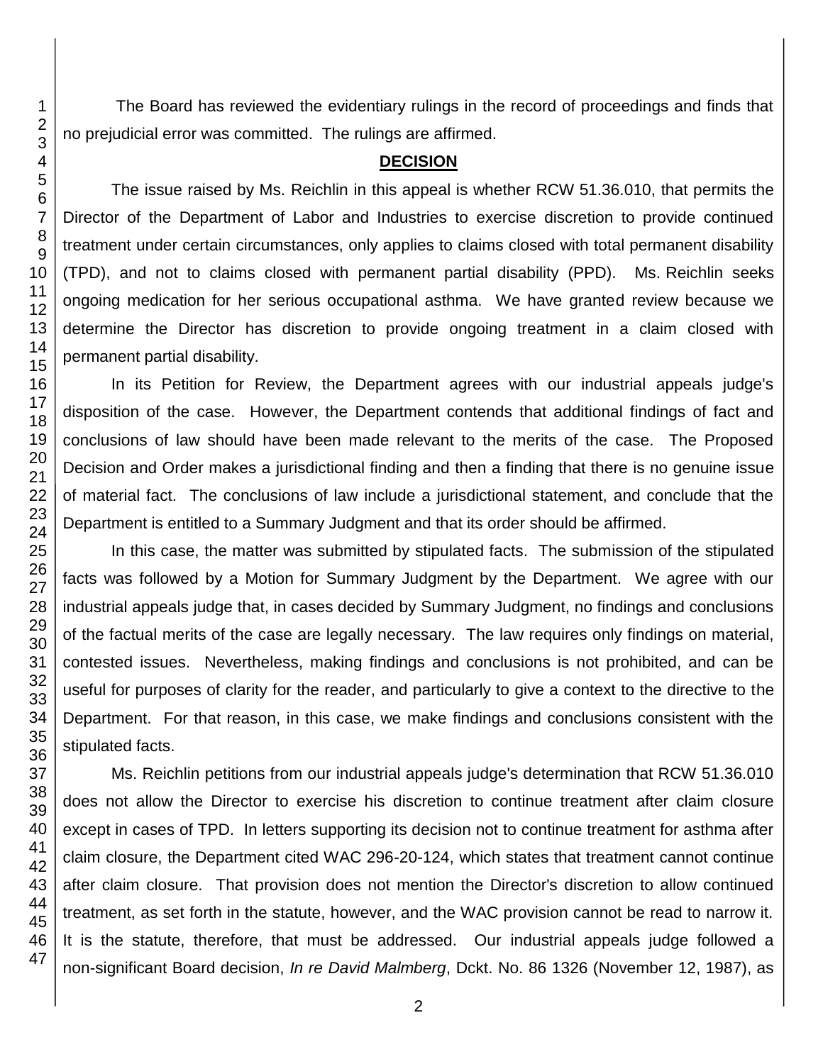The Board has reviewed the evidentiary rulings in the record of proceedings and finds that no prejudicial error was committed. The rulings are affirmed.

## DECISION

The issue raised by Ms. Reichlin in this appeal is whether RCW 51.36.010, that permits the Director of the Department of Labor and Industries to exercise discretion to provide continued treatment under certain circumstances, only applies to claims closed with total permanent disability (TPD), and not to claims closed with permanent partial disability (PPD). Ms. Reichlin seeks ongoing medication for her serious occupational asthma. We have granted review because we determine the Director has discretion to provide ongoing treatment in a claim closed with permanent partial disability.

In its Petition for Review, the Department agrees with our industrial appeals judge's disposition of the case. However, the Department contends that additional findings of fact and conclusions of law should have been made relevant to the merits of the case. The Proposed Decision and Order makes a jurisdictional finding and then a finding that there is no genuine issue of material fact. The conclusions of law include a jurisdictional statement, and conclude that the Department is entitled to a Summary Judgment and that its order should be affirmed.

In this case, the matter was submitted by stipulated facts. The submission of the stipulated facts was followed by a Motion for Summary Judgment by the Department. We agree with our industrial appeals judge that, in cases decided by Summary Judgment, no findings and conclusions of the factual merits of the case are legally necessary. The law requires only findings on material, contested issues. Nevertheless, making findings and conclusions is not prohibited, and can be useful for purposes of clarity for the reader, and particularly to give a context to the directive to the Department. For that reason, in this case, we make findings and conclusions consistent with the stipulated facts.

Ms. Reichlin petitions from our industrial appeals judge's determination that RCW 51.36.010 does not allow the Director to exercise his discretion to continue treatment after claim closure except in cases of TPD. In letters supporting its decision not to continue treatment for asthma after claim closure, the Department cited WAC 296-20-124, which states that treatment cannot continue after claim closure. That provision does not mention the Director's discretion to allow continued treatment, as set forth in the statute, however, and the WAC provision cannot be read to narrow it. It is the statute, therefore, that must be addressed. Our industrial appeals judge followed a non-significant Board decision, *In re David Malmberg*, Dckt. No. 86 1326 (November 12, 1987), as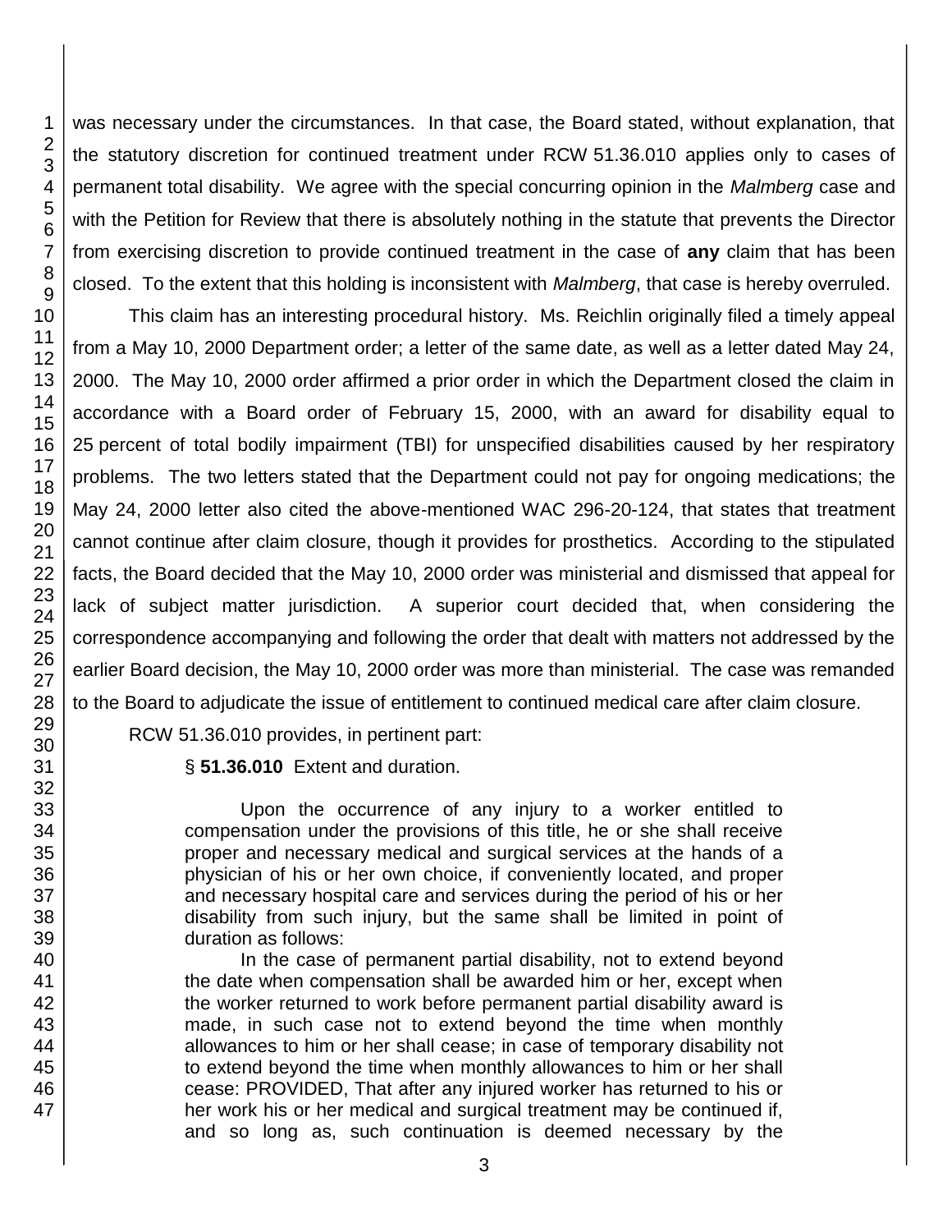was necessary under the circumstances. In that case, the Board stated, without explanation, that the statutory discretion for continued treatment under RCW 51.36.010 applies only to cases of permanent total disability. We agree with the special concurring opinion in the *Malmberg* case and with the Petition for Review that there is absolutely nothing in the statute that prevents the Director from exercising discretion to provide continued treatment in the case of **any** claim that has been closed. To the extent that this holding is inconsistent with *Malmberg*, that case is hereby overruled.

This claim has an interesting procedural history. Ms. Reichlin originally filed a timely appeal from a May 10, 2000 Department order; a letter of the same date, as well as a letter dated May 24, 2000. The May 10, 2000 order affirmed a prior order in which the Department closed the claim in accordance with a Board order of February 15, 2000, with an award for disability equal to 25 percent of total bodily impairment (TBI) for unspecified disabilities caused by her respiratory problems. The two letters stated that the Department could not pay for ongoing medications; the May 24, 2000 letter also cited the above-mentioned WAC 296-20-124, that states that treatment cannot continue after claim closure, though it provides for prosthetics. According to the stipulated facts, the Board decided that the May 10, 2000 order was ministerial and dismissed that appeal for lack of subject matter jurisdiction. A superior court decided that, when considering the correspondence accompanying and following the order that dealt with matters not addressed by the earlier Board decision, the May 10, 2000 order was more than ministerial. The case was remanded to the Board to adjudicate the issue of entitlement to continued medical care after claim closure.

RCW 51.36.010 provides, in pertinent part:

> § **51.36.010** Extent and duration.
>
> Upon the occurrence of any injury to a worker entitled to compensation under the provisions of this title, he or she shall receive proper and necessary medical and surgical services at the hands of a physician of his or her own choice, if conveniently located, and proper and necessary hospital care and services during the period of his or her disability from such injury, but the same shall be limited in point of duration as follows:
>
> In the case of permanent partial disability, not to extend beyond the date when compensation shall be awarded him or her, except when the worker returned to work before permanent partial disability award is made, in such case not to extend beyond the time when monthly allowances to him or her shall cease; in case of temporary disability not to extend beyond the time when monthly allowances to him or her shall cease: PROVIDED, That after any injured worker has returned to his or her work his or her medical and surgical treatment may be continued if, and so long as, such continuation is deemed necessary by the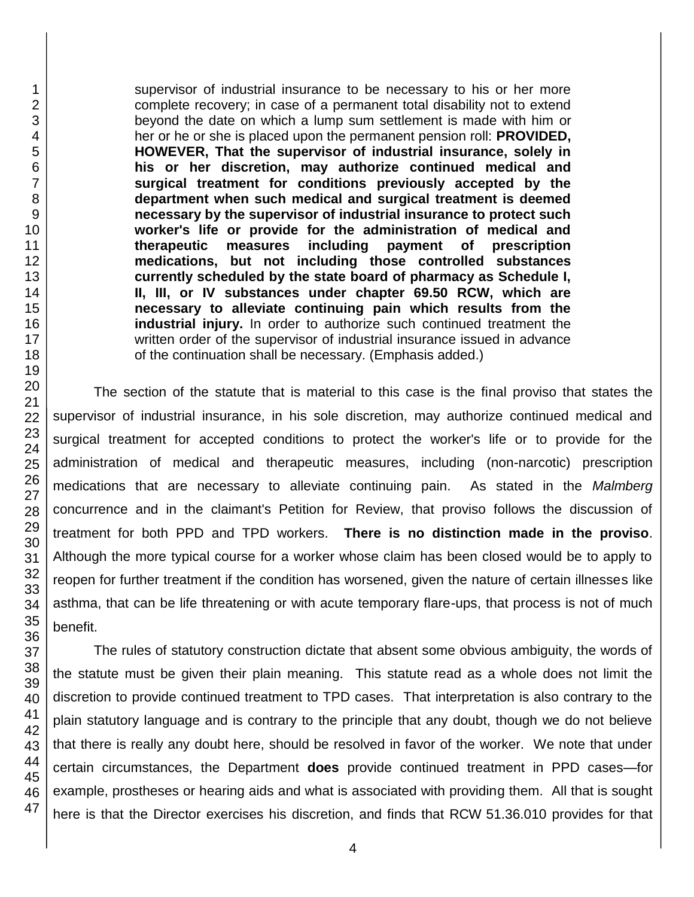> supervisor of industrial insurance to be necessary to his or her more complete recovery; in case of a permanent total disability not to extend beyond the date on which a lump sum settlement is made with him or her or he or she is placed upon the permanent pension roll: **PROVIDED, HOWEVER, That the supervisor of industrial insurance, solely in his or her discretion, may authorize continued medical and surgical treatment for conditions previously accepted by the department when such medical and surgical treatment is deemed necessary by the supervisor of industrial insurance to protect such worker's life or provide for the administration of medical and therapeutic measures including payment of prescription medications, but not including those controlled substances currently scheduled by the state board of pharmacy as Schedule I, II, III, or IV substances under chapter 69.50 RCW, which are necessary to alleviate continuing pain which results from the industrial injury.** In order to authorize such continued treatment the written order of the supervisor of industrial insurance issued in advance of the continuation shall be necessary. (Emphasis added.)

The section of the statute that is material to this case is the final proviso that states the supervisor of industrial insurance, in his sole discretion, may authorize continued medical and surgical treatment for accepted conditions to protect the worker's life or to provide for the administration of medical and therapeutic measures, including (non-narcotic) prescription medications that are necessary to alleviate continuing pain. As stated in the *Malmberg* concurrence and in the claimant's Petition for Review, that proviso follows the discussion of treatment for both PPD and TPD workers. **There is no distinction made in the proviso**. Although the more typical course for a worker whose claim has been closed would be to apply to reopen for further treatment if the condition has worsened, given the nature of certain illnesses like asthma, that can be life threatening or with acute temporary flare-ups, that process is not of much benefit.

The rules of statutory construction dictate that absent some obvious ambiguity, the words of the statute must be given their plain meaning. This statute read as a whole does not limit the discretion to provide continued treatment to TPD cases. That interpretation is also contrary to the plain statutory language and is contrary to the principle that any doubt, though we do not believe that there is really any doubt here, should be resolved in favor of the worker. We note that under certain circumstances, the Department **does** provide continued treatment in PPD cases—for example, prostheses or hearing aids and what is associated with providing them. All that is sought here is that the Director exercises his discretion, and finds that RCW 51.36.010 provides for that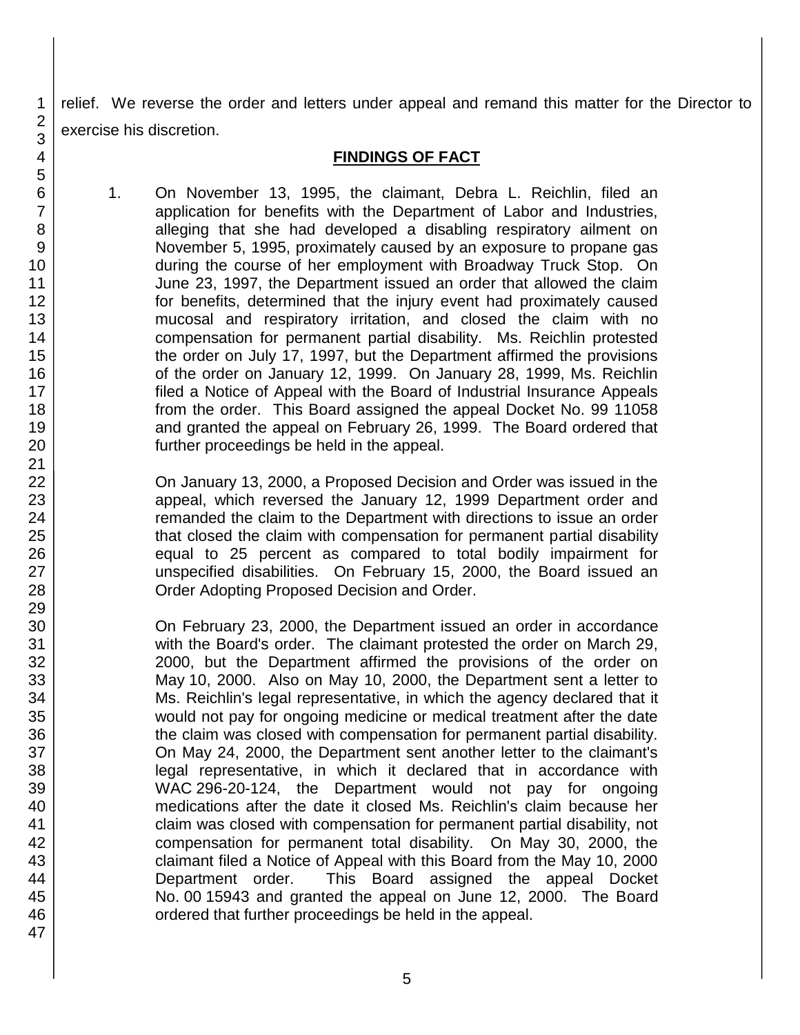relief. We reverse the order and letters under appeal and remand this matter for the Director to exercise his discretion.

## FINDINGS OF FACT

1. On November 13, 1995, the claimant, Debra L. Reichlin, filed an application for benefits with the Department of Labor and Industries, alleging that she had developed a disabling respiratory ailment on November 5, 1995, proximately caused by an exposure to propane gas during the course of her employment with Broadway Truck Stop. On June 23, 1997, the Department issued an order that allowed the claim for benefits, determined that the injury event had proximately caused mucosal and respiratory irritation, and closed the claim with no compensation for permanent partial disability. Ms. Reichlin protested the order on July 17, 1997, but the Department affirmed the provisions of the order on January 12, 1999. On January 28, 1999, Ms. Reichlin filed a Notice of Appeal with the Board of Industrial Insurance Appeals from the order. This Board assigned the appeal Docket No. 99 11058 and granted the appeal on February 26, 1999. The Board ordered that further proceedings be held in the appeal.

   On January 13, 2000, a Proposed Decision and Order was issued in the appeal, which reversed the January 12, 1999 Department order and remanded the claim to the Department with directions to issue an order that closed the claim with compensation for permanent partial disability equal to 25 percent as compared to total bodily impairment for unspecified disabilities. On February 15, 2000, the Board issued an Order Adopting Proposed Decision and Order.

   On February 23, 2000, the Department issued an order in accordance with the Board's order. The claimant protested the order on March 29, 2000, but the Department affirmed the provisions of the order on May 10, 2000. Also on May 10, 2000, the Department sent a letter to Ms. Reichlin's legal representative, in which the agency declared that it would not pay for ongoing medicine or medical treatment after the date the claim was closed with compensation for permanent partial disability. On May 24, 2000, the Department sent another letter to the claimant's legal representative, in which it declared that in accordance with WAC 296-20-124, the Department would not pay for ongoing medications after the date it closed Ms. Reichlin's claim because her claim was closed with compensation for permanent partial disability, not compensation for permanent total disability. On May 30, 2000, the claimant filed a Notice of Appeal with this Board from the May 10, 2000 Department order. This Board assigned the appeal Docket No. 00 15943 and granted the appeal on June 12, 2000. The Board ordered that further proceedings be held in the appeal.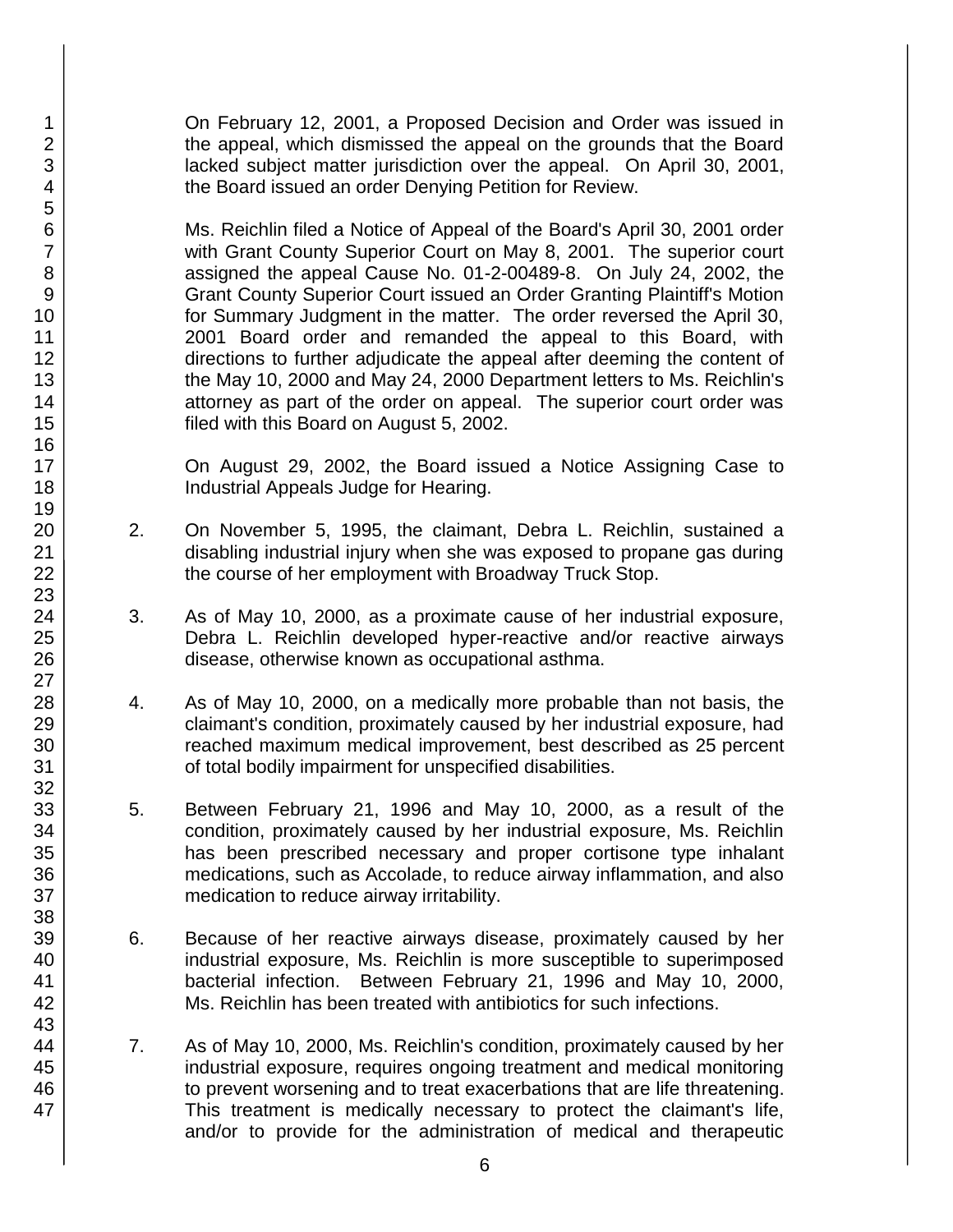On February 12, 2001, a Proposed Decision and Order was issued in the appeal, which dismissed the appeal on the grounds that the Board lacked subject matter jurisdiction over the appeal. On April 30, 2001, the Board issued an order Denying Petition for Review.

Ms. Reichlin filed a Notice of Appeal of the Board's April 30, 2001 order with Grant County Superior Court on May 8, 2001. The superior court assigned the appeal Cause No. 01-2-00489-8. On July 24, 2002, the Grant County Superior Court issued an Order Granting Plaintiff's Motion for Summary Judgment in the matter. The order reversed the April 30, 2001 Board order and remanded the appeal to this Board, with directions to further adjudicate the appeal after deeming the content of the May 10, 2000 and May 24, 2000 Department letters to Ms. Reichlin's attorney as part of the order on appeal. The superior court order was filed with this Board on August 5, 2002.

On August 29, 2002, the Board issued a Notice Assigning Case to Industrial Appeals Judge for Hearing.

2. On November 5, 1995, the claimant, Debra L. Reichlin, sustained a disabling industrial injury when she was exposed to propane gas during the course of her employment with Broadway Truck Stop.

3. As of May 10, 2000, as a proximate cause of her industrial exposure, Debra L. Reichlin developed hyper-reactive and/or reactive airways disease, otherwise known as occupational asthma.

4. As of May 10, 2000, on a medically more probable than not basis, the claimant's condition, proximately caused by her industrial exposure, had reached maximum medical improvement, best described as 25 percent of total bodily impairment for unspecified disabilities.

5. Between February 21, 1996 and May 10, 2000, as a result of the condition, proximately caused by her industrial exposure, Ms. Reichlin has been prescribed necessary and proper cortisone type inhalant medications, such as Accolade, to reduce airway inflammation, and also medication to reduce airway irritability.

6. Because of her reactive airways disease, proximately caused by her industrial exposure, Ms. Reichlin is more susceptible to superimposed bacterial infection. Between February 21, 1996 and May 10, 2000, Ms. Reichlin has been treated with antibiotics for such infections.

7. As of May 10, 2000, Ms. Reichlin's condition, proximately caused by her industrial exposure, requires ongoing treatment and medical monitoring to prevent worsening and to treat exacerbations that are life threatening. This treatment is medically necessary to protect the claimant's life, and/or to provide for the administration of medical and therapeutic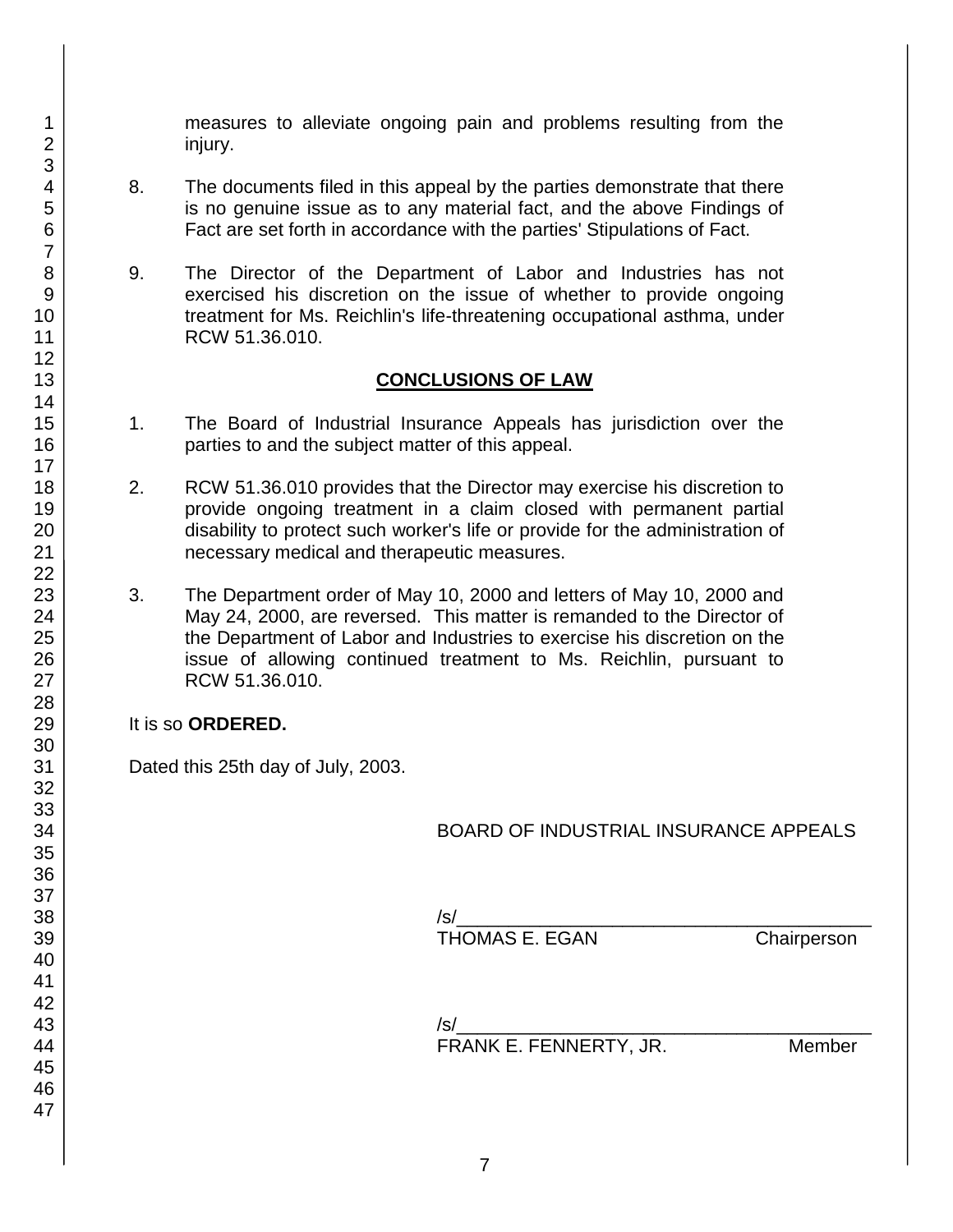measures to alleviate ongoing pain and problems resulting from the injury.

8. The documents filed in this appeal by the parties demonstrate that there is no genuine issue as to any material fact, and the above Findings of Fact are set forth in accordance with the parties' Stipulations of Fact.

9. The Director of the Department of Labor and Industries has not exercised his discretion on the issue of whether to provide ongoing treatment for Ms. Reichlin's life-threatening occupational asthma, under RCW 51.36.010.

## CONCLUSIONS OF LAW

1. The Board of Industrial Insurance Appeals has jurisdiction over the parties to and the subject matter of this appeal.

2. RCW 51.36.010 provides that the Director may exercise his discretion to provide ongoing treatment in a claim closed with permanent partial disability to protect such worker's life or provide for the administration of necessary medical and therapeutic measures.

3. The Department order of May 10, 2000 and letters of May 10, 2000 and May 24, 2000, are reversed. This matter is remanded to the Director of the Department of Labor and Industries to exercise his discretion on the issue of allowing continued treatment to Ms. Reichlin, pursuant to RCW 51.36.010.

It is so **ORDERED.**

Dated this 25th day of July, 2003.

BOARD OF INDUSTRIAL INSURANCE APPEALS

/s/________________________________________
THOMAS E. EGAN Chairperson

/s/________________________________________
FRANK E. FENNERTY, JR. Member